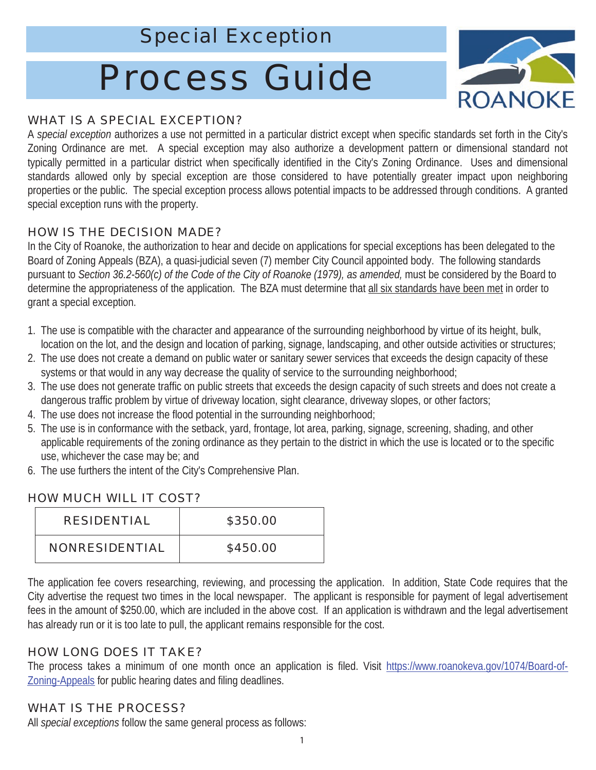# Special Exception

# Process Guide

ROANOKE

## WHAT IS A SPECIAL EXCEPTION?

A *special exception* authorizes a use not permitted in a particular district except when specific standards set forth in the City's Zoning Ordinance are met. A special exception may also authorize a development pattern or dimensional standard not typically permitted in a particular district when specifically identified in the City's Zoning Ordinance. Uses and dimensional standards allowed only by special exception are those considered to have potentially greater impact upon neighboring properties or the public. The special exception process allows potential impacts to be addressed through conditions. A granted special exception runs with the property.

## HOW IS THE DECISION MADE?

In the City of Roanoke, the authorization to hear and decide on applications for special exceptions has been delegated to the Board of Zoning Appeals (BZA), a quasi-judicial seven (7) member City Council appointed body. The following standards pursuant to *Section 36.2-560(c) of the Code of the City of Roanoke (1979), as amended,* must be considered by the Board to determine the appropriateness of the application. The BZA must determine that all six standards have been met in order to grant a special exception.

1. The use is compatible with the character and appearance of the surrounding neighborhood by virtue of its height, bulk, location on the lot, and the design and location of parking, signage, landscaping, and other outside activities or structures;
2. The use does not create a demand on public water or sanitary sewer services that exceeds the design capacity of these systems or that would in any way decrease the quality of service to the surrounding neighborhood;
3. The use does not generate traffic on public streets that exceeds the design capacity of such streets and does not create a dangerous traffic problem by virtue of driveway location, sight clearance, driveway slopes, or other factors;
4. The use does not increase the flood potential in the surrounding neighborhood;
5. The use is in conformance with the setback, yard, frontage, lot area, parking, signage, screening, shading, and other applicable requirements of the zoning ordinance as they pertain to the district in which the use is located or to the specific use, whichever the case may be; and
6. The use furthers the intent of the City's Comprehensive Plan.

## HOW MUCH WILL IT COST?

| RESIDENTIAL | $350.00 |
|---|---|
| NONRESIDENTIAL | $450.00 |

The application fee covers researching, reviewing, and processing the application. In addition, State Code requires that the City advertise the request two times in the local newspaper. The applicant is responsible for payment of legal advertisement fees in the amount of $250.00, which are included in the above cost. If an application is withdrawn and the legal advertisement has already run or it is too late to pull, the applicant remains responsible for the cost.

## HOW LONG DOES IT TAKE?

The process takes a minimum of one month once an application is filed. Visit https://www.roanokeva.gov/1074/Board-of-Zoning-Appeals for public hearing dates and filing deadlines.

## WHAT IS THE PROCESS?

All *special exceptions* follow the same general process as follows: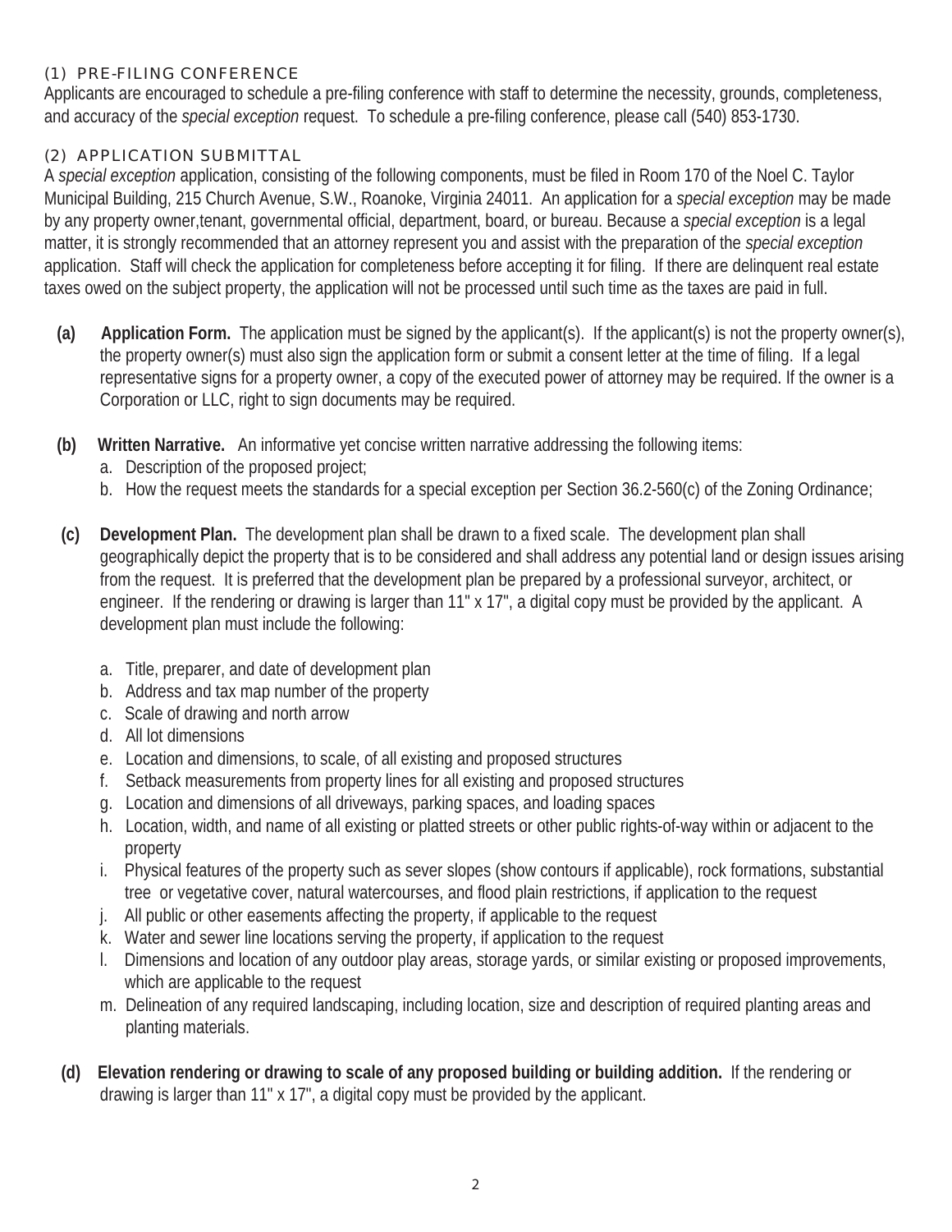### (1) PRE-FILING CONFERENCE

Applicants are encouraged to schedule a pre-filing conference with staff to determine the necessity, grounds, completeness, and accuracy of the *special exception* request. To schedule a pre-filing conference, please call (540) 853-1730.

### (2) APPLICATION SUBMITTAL

A *special exception* application, consisting of the following components, must be filed in Room 170 of the Noel C. Taylor Municipal Building, 215 Church Avenue, S.W., Roanoke, Virginia 24011. An application for a *special exception* may be made by any property owner,tenant, governmental official, department, board, or bureau. Because a *special exception* is a legal matter, it is strongly recommended that an attorney represent you and assist with the preparation of the *special exception* application. Staff will check the application for completeness before accepting it for filing. If there are delinquent real estate taxes owed on the subject property, the application will not be processed until such time as the taxes are paid in full.

**(a) Application Form.** The application must be signed by the applicant(s). If the applicant(s) is not the property owner(s), the property owner(s) must also sign the application form or submit a consent letter at the time of filing. If a legal representative signs for a property owner, a copy of the executed power of attorney may be required. If the owner is a Corporation or LLC, right to sign documents may be required.

**(b) Written Narrative.** An informative yet concise written narrative addressing the following items:

a. Description of the proposed project;
b. How the request meets the standards for a special exception per Section 36.2-560(c) of the Zoning Ordinance;

**(c) Development Plan.** The development plan shall be drawn to a fixed scale. The development plan shall geographically depict the property that is to be considered and shall address any potential land or design issues arising from the request. It is preferred that the development plan be prepared by a professional surveyor, architect, or engineer. If the rendering or drawing is larger than 11" x 17", a digital copy must be provided by the applicant. A development plan must include the following:

a. Title, preparer, and date of development plan
b. Address and tax map number of the property
c. Scale of drawing and north arrow
d. All lot dimensions
e. Location and dimensions, to scale, of all existing and proposed structures
f. Setback measurements from property lines for all existing and proposed structures
g. Location and dimensions of all driveways, parking spaces, and loading spaces
h. Location, width, and name of all existing or platted streets or other public rights-of-way within or adjacent to the property
i. Physical features of the property such as sever slopes (show contours if applicable), rock formations, substantial tree or vegetative cover, natural watercourses, and flood plain restrictions, if application to the request
j. All public or other easements affecting the property, if applicable to the request
k. Water and sewer line locations serving the property, if application to the request
l. Dimensions and location of any outdoor play areas, storage yards, or similar existing or proposed improvements, which are applicable to the request
m. Delineation of any required landscaping, including location, size and description of required planting areas and planting materials.

**(d) Elevation rendering or drawing to scale of any proposed building or building addition.** If the rendering or drawing is larger than 11" x 17", a digital copy must be provided by the applicant.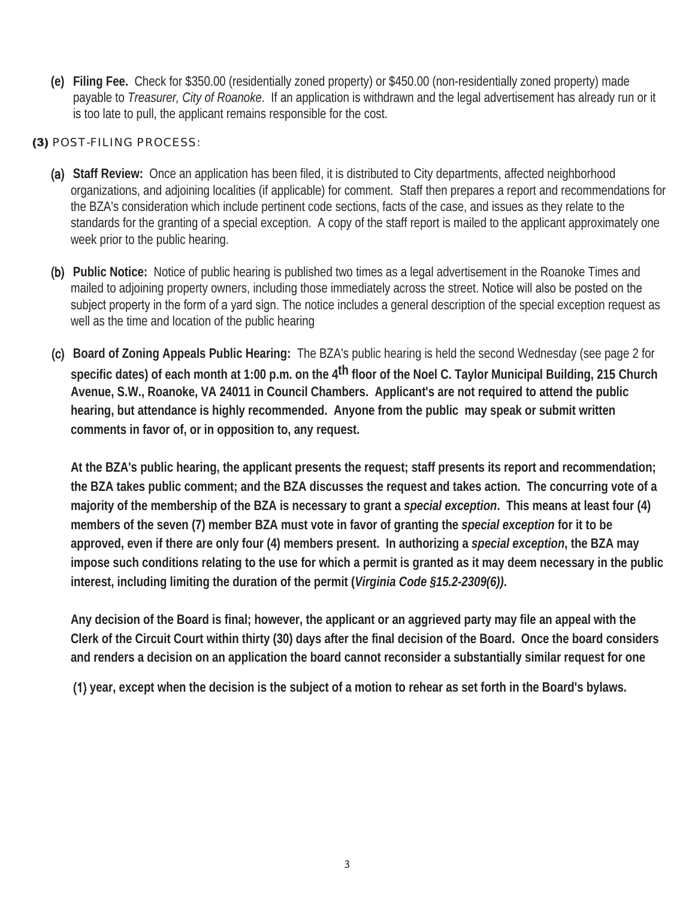**(e) Filing Fee.** Check for $350.00 (residentially zoned property) or $450.00 (non-residentially zoned property) made payable to *Treasurer, City of Roanoke*. If an application is withdrawn and the legal advertisement has already run or it is too late to pull, the applicant remains responsible for the cost.

**(3)** POST-FILING PROCESS:

**(a) Staff Review:** Once an application has been filed, it is distributed to City departments, affected neighborhood organizations, and adjoining localities (if applicable) for comment. Staff then prepares a report and recommendations for the BZA's consideration which include pertinent code sections, facts of the case, and issues as they relate to the standards for the granting of a special exception. A copy of the staff report is mailed to the applicant approximately one week prior to the public hearing.

**(b) Public Notice:** Notice of public hearing is published two times as a legal advertisement in the Roanoke Times and mailed to adjoining property owners, including those immediately across the street. Notice will also be posted on the subject property in the form of a yard sign. The notice includes a general description of the special exception request as well as the time and location of the public hearing

**(c) Board of Zoning Appeals Public Hearing:** The BZA's public hearing is held the second Wednesday (see page 2 for **specific dates) of each month at 1:00 p.m. on the 4th floor of the Noel C. Taylor Municipal Building, 215 Church Avenue, S.W., Roanoke, VA 24011 in Council Chambers. Applicant's are not required to attend the public hearing, but attendance is highly recommended. Anyone from the public may speak or submit written comments in favor of, or in opposition to, any request.**

**At the BZA's public hearing, the applicant presents the request; staff presents its report and recommendation; the BZA takes public comment; and the BZA discusses the request and takes action. The concurring vote of a majority of the membership of the BZA is necessary to grant a *special exception*. This means at least four (4) members of the seven (7) member BZA must vote in favor of granting the *special exception* for it to be approved, even if there are only four (4) members present. In authorizing a *special exception*, the BZA may impose such conditions relating to the use for which a permit is granted as it may deem necessary in the public interest, including limiting the duration of the permit (*Virginia Code §15.2-2309(6))*.**

**Any decision of the Board is final; however, the applicant or an aggrieved party may file an appeal with the Clerk of the Circuit Court within thirty (30) days after the final decision of the Board. Once the board considers and renders a decision on an application the board cannot reconsider a substantially similar request for one (1) year, except when the decision is the subject of a motion to rehear as set forth in the Board's bylaws.**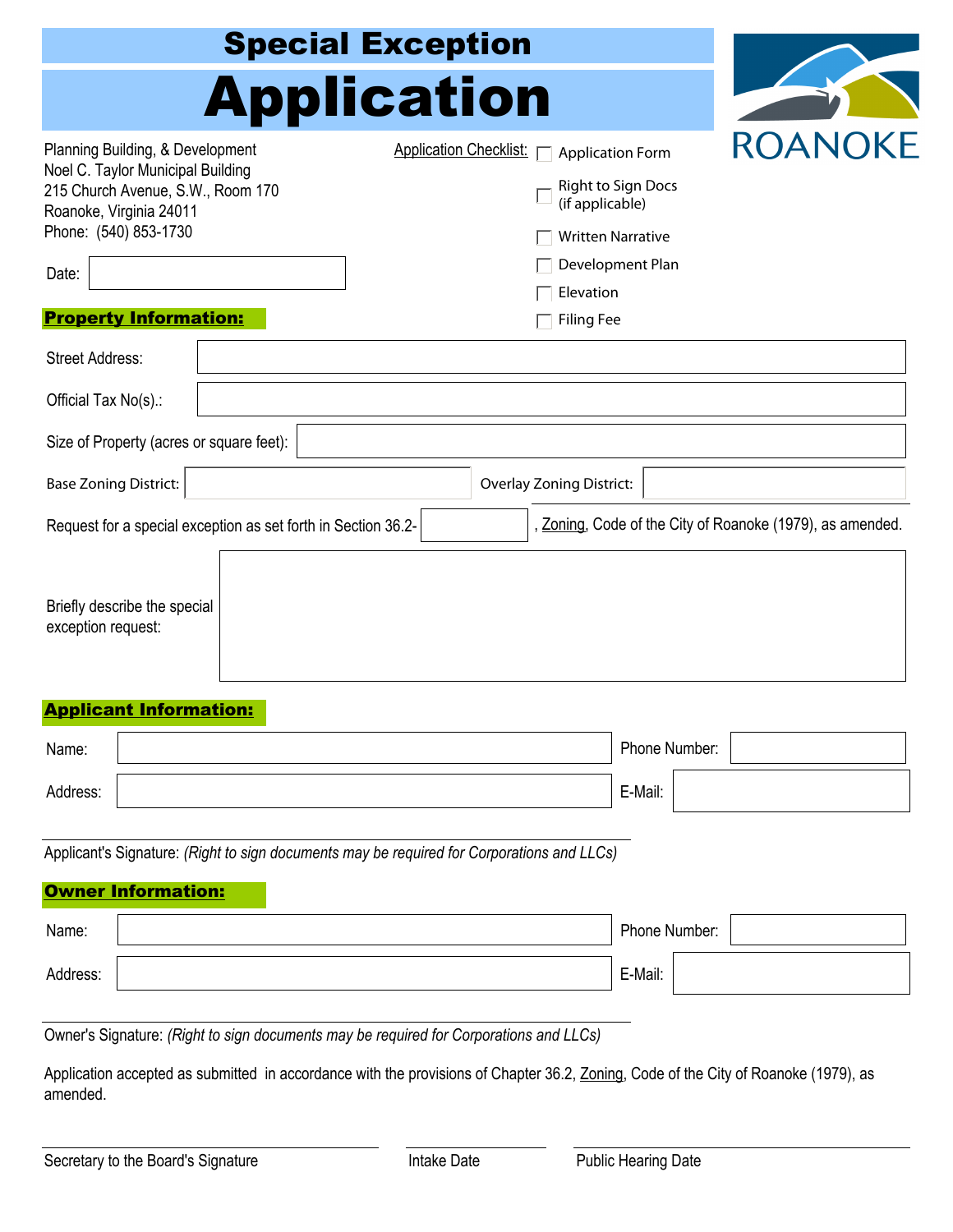# Special Exception Application

ROANOKE

Planning Building, & Development
Noel C. Taylor Municipal Building
215 Church Avenue, S.W., Room 170
Roanoke, Virginia 24011
Phone: (540) 853-1730

Date:

Application Checklist:
- [ ] Application Form
- [ ] Right to Sign Docs (if applicable)
- [ ] Written Narrative
- [ ] Development Plan
- [ ] Elevation
- [ ] Filing Fee

## Property Information:

Street Address:

Official Tax No(s).:

Size of Property (acres or square feet):

Base Zoning District: Overlay Zoning District:

Request for a special exception as set forth in Section 36.2-\_\_\_\_\_\_, Zoning, Code of the City of Roanoke (1979), as amended.

Briefly describe the special exception request:

## Applicant Information:

Name: Phone Number:

Address: E-Mail:

Applicant's Signature: *(Right to sign documents may be required for Corporations and LLCs)*

## Owner Information:

Name: Phone Number:

Address: E-Mail:

Owner's Signature: *(Right to sign documents may be required for Corporations and LLCs)*

Application accepted as submitted in accordance with the provisions of Chapter 36.2, Zoning, Code of the City of Roanoke (1979), as amended.

Secretary to the Board's Signature    Intake Date    Public Hearing Date